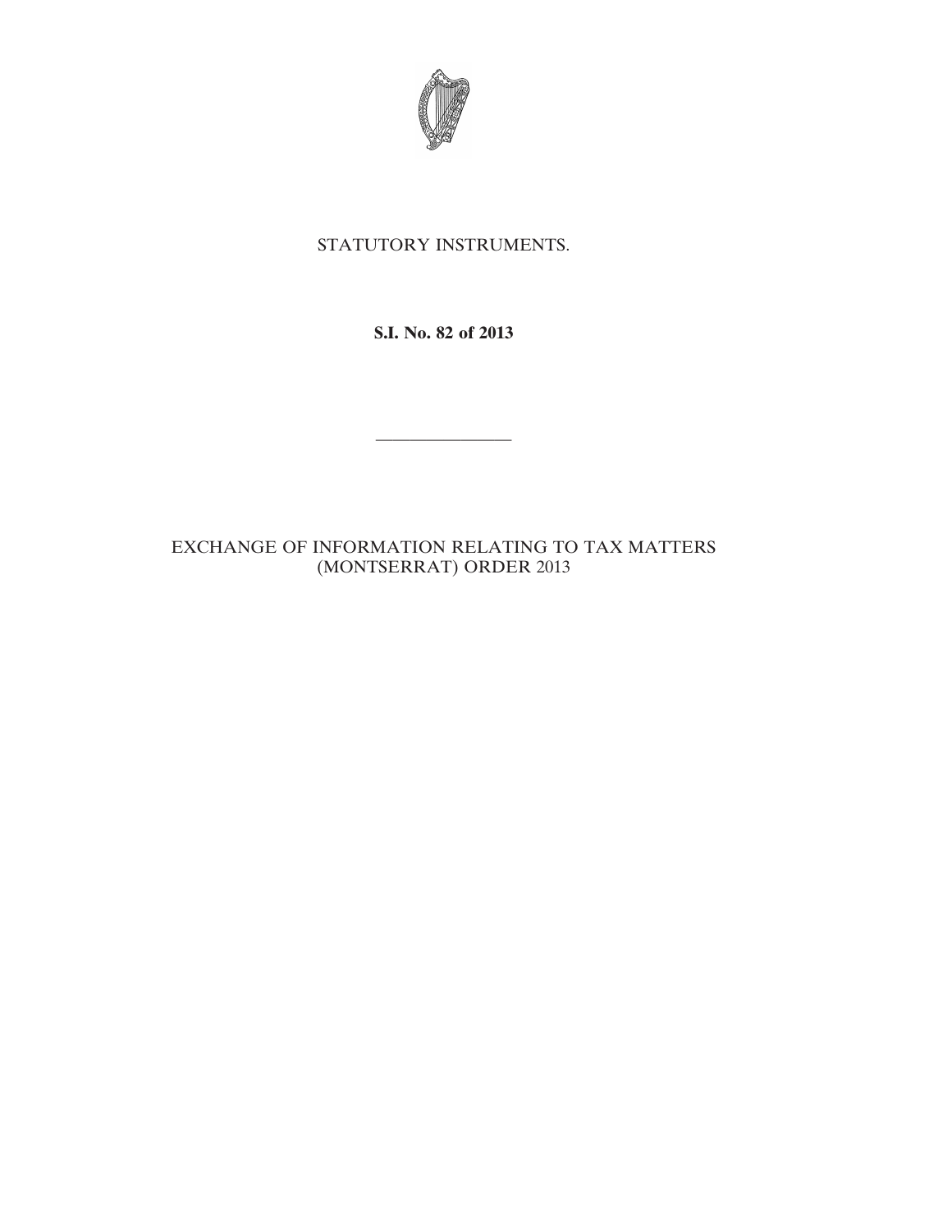STATUTORY INSTRUMENTS.

**S.I. No. 82 of 2013**

---

EXCHANGE OF INFORMATION RELATING TO TAX MATTERS (MONTSERRAT) ORDER 2013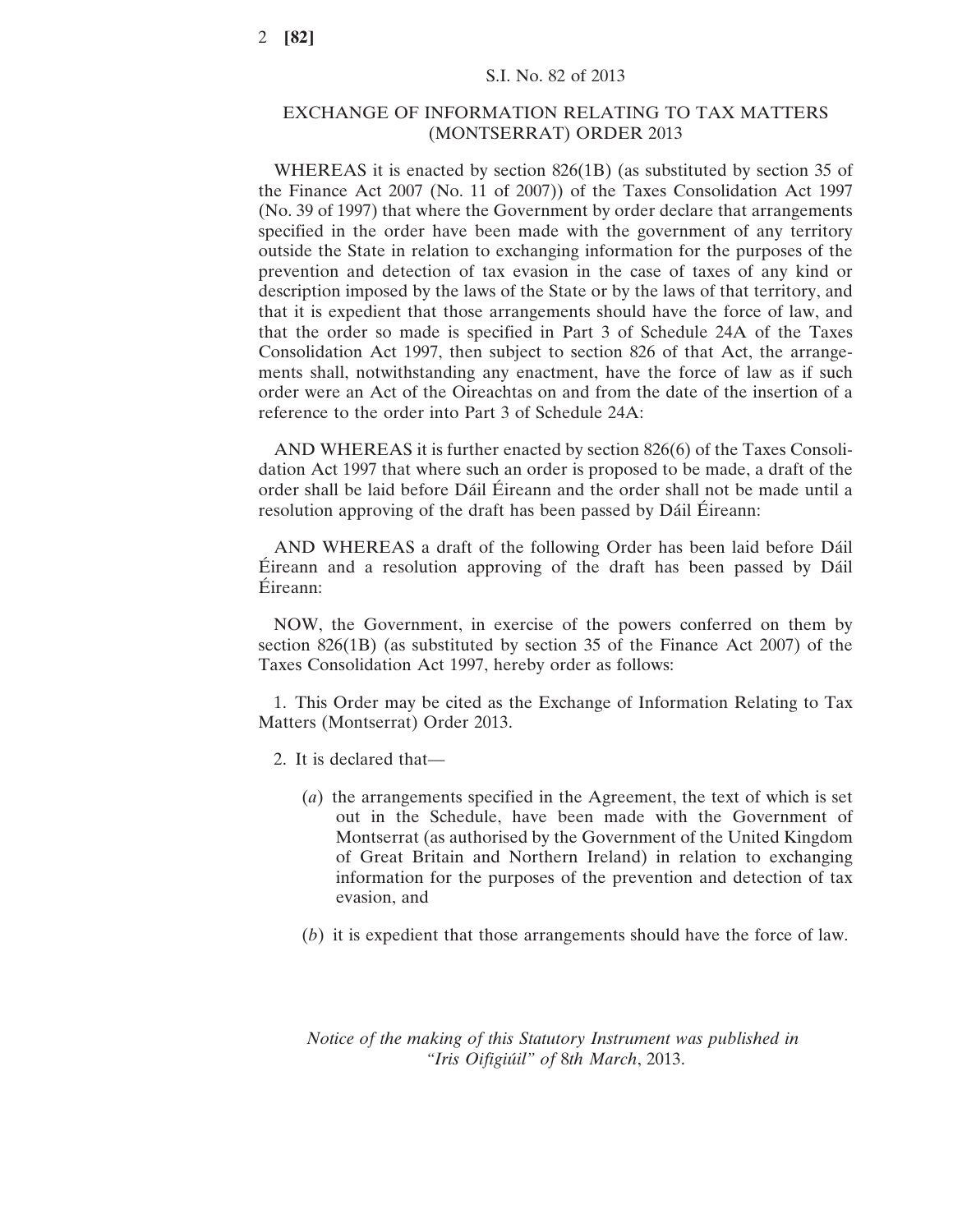S.I. No. 82 of 2013

# EXCHANGE OF INFORMATION RELATING TO TAX MATTERS (MONTSERRAT) ORDER 2013

WHEREAS it is enacted by section 826(1B) (as substituted by section 35 of the Finance Act 2007 (No. 11 of 2007)) of the Taxes Consolidation Act 1997 (No. 39 of 1997) that where the Government by order declare that arrangements specified in the order have been made with the government of any territory outside the State in relation to exchanging information for the purposes of the prevention and detection of tax evasion in the case of taxes of any kind or description imposed by the laws of the State or by the laws of that territory, and that it is expedient that those arrangements should have the force of law, and that the order so made is specified in Part 3 of Schedule 24A of the Taxes Consolidation Act 1997, then subject to section 826 of that Act, the arrangements shall, notwithstanding any enactment, have the force of law as if such order were an Act of the Oireachtas on and from the date of the insertion of a reference to the order into Part 3 of Schedule 24A:

AND WHEREAS it is further enacted by section 826(6) of the Taxes Consolidation Act 1997 that where such an order is proposed to be made, a draft of the order shall be laid before Dáil Éireann and the order shall not be made until a resolution approving of the draft has been passed by Dáil Éireann:

AND WHEREAS a draft of the following Order has been laid before Dáil Éireann and a resolution approving of the draft has been passed by Dáil Éireann:

NOW, the Government, in exercise of the powers conferred on them by section 826(1B) (as substituted by section 35 of the Finance Act 2007) of the Taxes Consolidation Act 1997, hereby order as follows:

1. This Order may be cited as the Exchange of Information Relating to Tax Matters (Montserrat) Order 2013.

2. It is declared that—

   (*a*) the arrangements specified in the Agreement, the text of which is set out in the Schedule, have been made with the Government of Montserrat (as authorised by the Government of the United Kingdom of Great Britain and Northern Ireland) in relation to exchanging information for the purposes of the prevention and detection of tax evasion, and

   (*b*) it is expedient that those arrangements should have the force of law.

*Notice of the making of this Statutory Instrument was published in "Iris Oifigiúil" of 8th March*, 2013.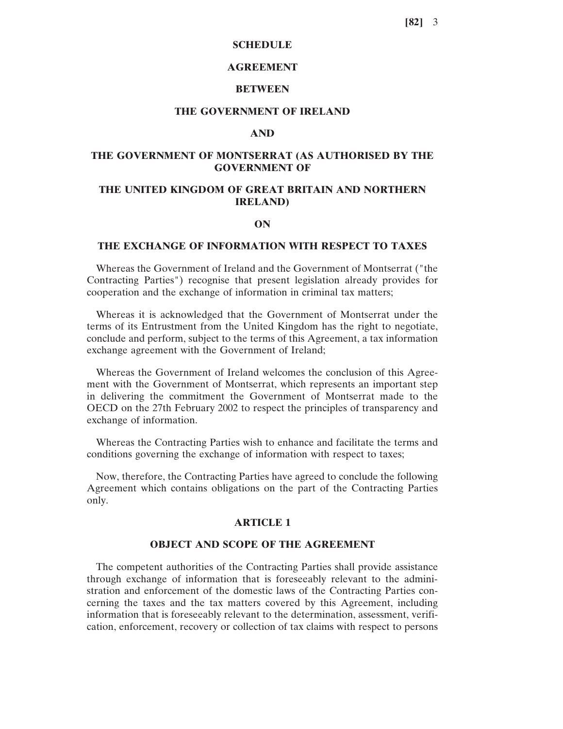# SCHEDULE

## AGREEMENT

## BETWEEN

## THE GOVERNMENT OF IRELAND

## AND

## THE GOVERNMENT OF MONTSERRAT (AS AUTHORISED BY THE GOVERNMENT OF

## THE UNITED KINGDOM OF GREAT BRITAIN AND NORTHERN IRELAND)

## ON

## THE EXCHANGE OF INFORMATION WITH RESPECT TO TAXES

Whereas the Government of Ireland and the Government of Montserrat ("the Contracting Parties") recognise that present legislation already provides for cooperation and the exchange of information in criminal tax matters;

Whereas it is acknowledged that the Government of Montserrat under the terms of its Entrustment from the United Kingdom has the right to negotiate, conclude and perform, subject to the terms of this Agreement, a tax information exchange agreement with the Government of Ireland;

Whereas the Government of Ireland welcomes the conclusion of this Agreement with the Government of Montserrat, which represents an important step in delivering the commitment the Government of Montserrat made to the OECD on the 27th February 2002 to respect the principles of transparency and exchange of information.

Whereas the Contracting Parties wish to enhance and facilitate the terms and conditions governing the exchange of information with respect to taxes;

Now, therefore, the Contracting Parties have agreed to conclude the following Agreement which contains obligations on the part of the Contracting Parties only.

### ARTICLE 1

### OBJECT AND SCOPE OF THE AGREEMENT

The competent authorities of the Contracting Parties shall provide assistance through exchange of information that is foreseeably relevant to the administration and enforcement of the domestic laws of the Contracting Parties concerning the taxes and the tax matters covered by this Agreement, including information that is foreseeably relevant to the determination, assessment, verification, enforcement, recovery or collection of tax claims with respect to persons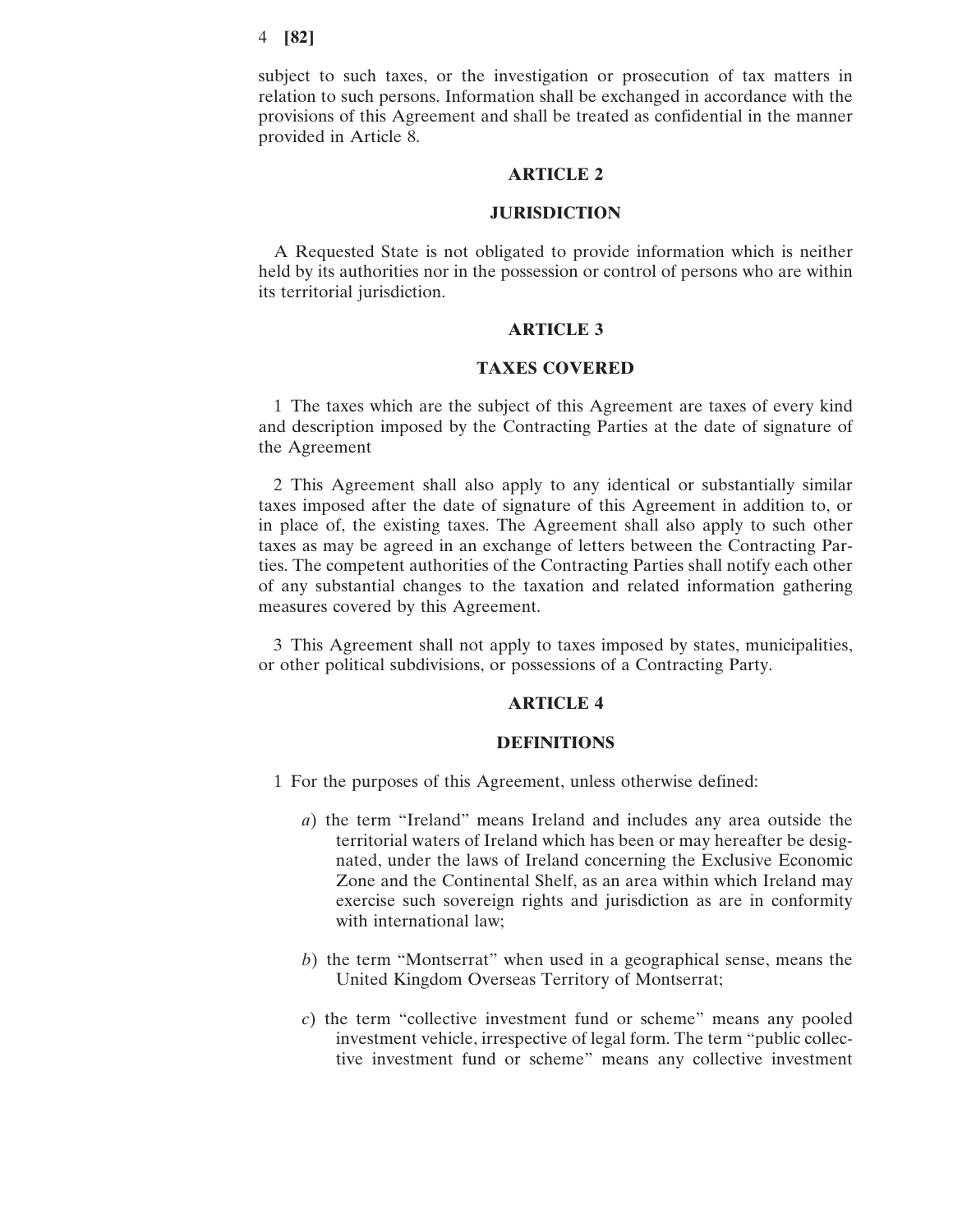subject to such taxes, or the investigation or prosecution of tax matters in relation to such persons. Information shall be exchanged in accordance with the provisions of this Agreement and shall be treated as confidential in the manner provided in Article 8.

## ARTICLE 2

## JURISDICTION

A Requested State is not obligated to provide information which is neither held by its authorities nor in the possession or control of persons who are within its territorial jurisdiction.

## ARTICLE 3

## TAXES COVERED

1 The taxes which are the subject of this Agreement are taxes of every kind and description imposed by the Contracting Parties at the date of signature of the Agreement

2 This Agreement shall also apply to any identical or substantially similar taxes imposed after the date of signature of this Agreement in addition to, or in place of, the existing taxes. The Agreement shall also apply to such other taxes as may be agreed in an exchange of letters between the Contracting Parties. The competent authorities of the Contracting Parties shall notify each other of any substantial changes to the taxation and related information gathering measures covered by this Agreement.

3 This Agreement shall not apply to taxes imposed by states, municipalities, or other political subdivisions, or possessions of a Contracting Party.

## ARTICLE 4

## DEFINITIONS

1 For the purposes of this Agreement, unless otherwise defined:

*a*) the term "Ireland" means Ireland and includes any area outside the territorial waters of Ireland which has been or may hereafter be designated, under the laws of Ireland concerning the Exclusive Economic Zone and the Continental Shelf, as an area within which Ireland may exercise such sovereign rights and jurisdiction as are in conformity with international law;

*b*) the term "Montserrat" when used in a geographical sense, means the United Kingdom Overseas Territory of Montserrat;

*c*) the term "collective investment fund or scheme" means any pooled investment vehicle, irrespective of legal form. The term "public collective investment fund or scheme" means any collective investment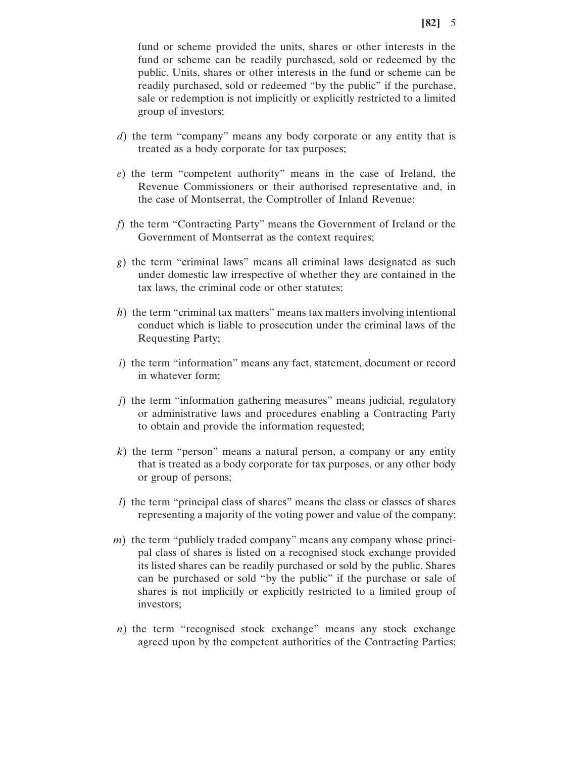fund or scheme provided the units, shares or other interests in the fund or scheme can be readily purchased, sold or redeemed by the public. Units, shares or other interests in the fund or scheme can be readily purchased, sold or redeemed "by the public" if the purchase, sale or redemption is not implicitly or explicitly restricted to a limited group of investors;

*d*) the term "company" means any body corporate or any entity that is treated as a body corporate for tax purposes;

*e*) the term "competent authority" means in the case of Ireland, the Revenue Commissioners or their authorised representative and, in the case of Montserrat, the Comptroller of Inland Revenue;

*f*) the term "Contracting Party" means the Government of Ireland or the Government of Montserrat as the context requires;

*g*) the term "criminal laws" means all criminal laws designated as such under domestic law irrespective of whether they are contained in the tax laws, the criminal code or other statutes;

*h*) the term "criminal tax matters" means tax matters involving intentional conduct which is liable to prosecution under the criminal laws of the Requesting Party;

*i*) the term "information" means any fact, statement, document or record in whatever form;

*j*) the term "information gathering measures" means judicial, regulatory or administrative laws and procedures enabling a Contracting Party to obtain and provide the information requested;

*k*) the term "person" means a natural person, a company or any entity that is treated as a body corporate for tax purposes, or any other body or group of persons;

*l*) the term "principal class of shares" means the class or classes of shares representing a majority of the voting power and value of the company;

*m*) the term "publicly traded company" means any company whose principal class of shares is listed on a recognised stock exchange provided its listed shares can be readily purchased or sold by the public. Shares can be purchased or sold "by the public" if the purchase or sale of shares is not implicitly or explicitly restricted to a limited group of investors;

*n*) the term "recognised stock exchange" means any stock exchange agreed upon by the competent authorities of the Contracting Parties;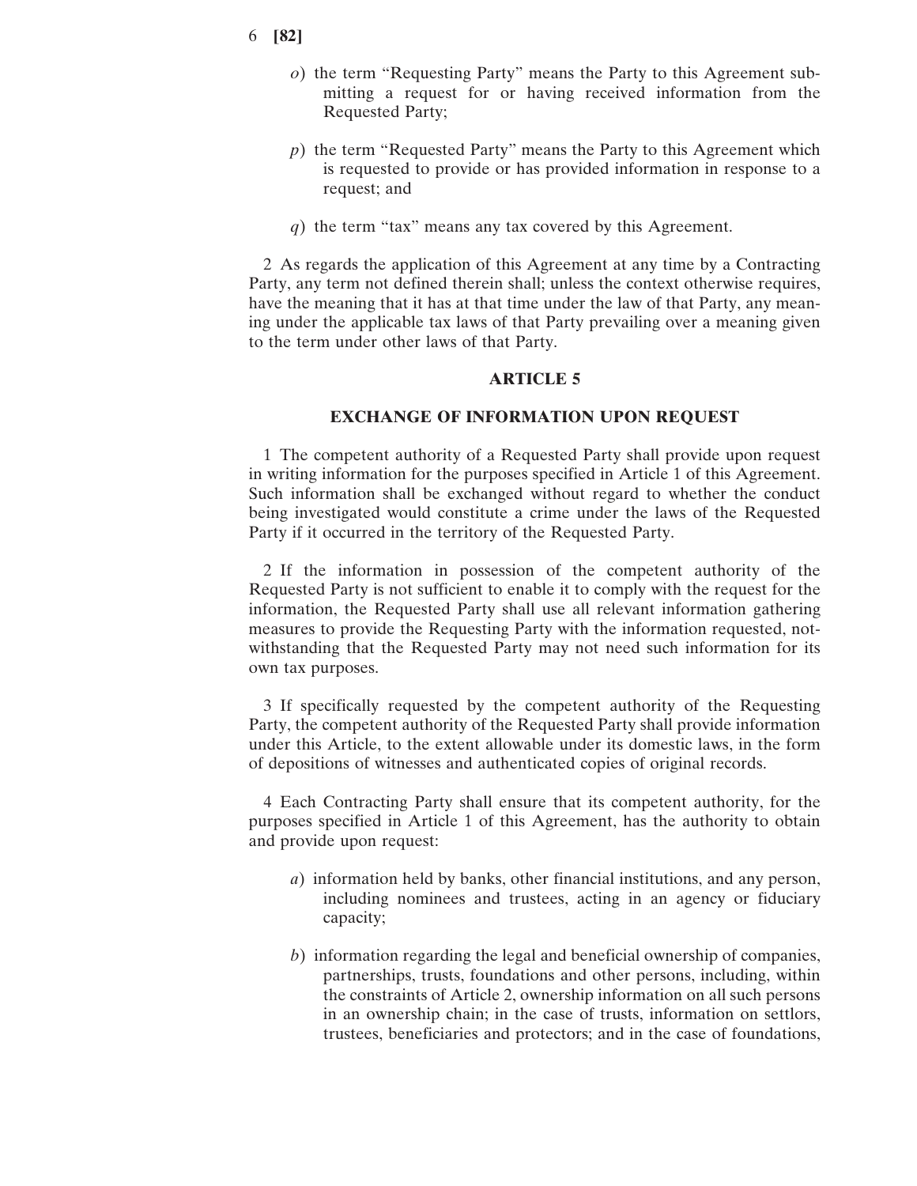*o*) the term "Requesting Party" means the Party to this Agreement submitting a request for or having received information from the Requested Party;

*p*) the term "Requested Party" means the Party to this Agreement which is requested to provide or has provided information in response to a request; and

*q*) the term "tax" means any tax covered by this Agreement.

2 As regards the application of this Agreement at any time by a Contracting Party, any term not defined therein shall; unless the context otherwise requires, have the meaning that it has at that time under the law of that Party, any meaning under the applicable tax laws of that Party prevailing over a meaning given to the term under other laws of that Party.

## ARTICLE 5

## EXCHANGE OF INFORMATION UPON REQUEST

1 The competent authority of a Requested Party shall provide upon request in writing information for the purposes specified in Article 1 of this Agreement. Such information shall be exchanged without regard to whether the conduct being investigated would constitute a crime under the laws of the Requested Party if it occurred in the territory of the Requested Party.

2 If the information in possession of the competent authority of the Requested Party is not sufficient to enable it to comply with the request for the information, the Requested Party shall use all relevant information gathering measures to provide the Requesting Party with the information requested, notwithstanding that the Requested Party may not need such information for its own tax purposes.

3 If specifically requested by the competent authority of the Requesting Party, the competent authority of the Requested Party shall provide information under this Article, to the extent allowable under its domestic laws, in the form of depositions of witnesses and authenticated copies of original records.

4 Each Contracting Party shall ensure that its competent authority, for the purposes specified in Article 1 of this Agreement, has the authority to obtain and provide upon request:

*a*) information held by banks, other financial institutions, and any person, including nominees and trustees, acting in an agency or fiduciary capacity;

*b*) information regarding the legal and beneficial ownership of companies, partnerships, trusts, foundations and other persons, including, within the constraints of Article 2, ownership information on all such persons in an ownership chain; in the case of trusts, information on settlors, trustees, beneficiaries and protectors; and in the case of foundations,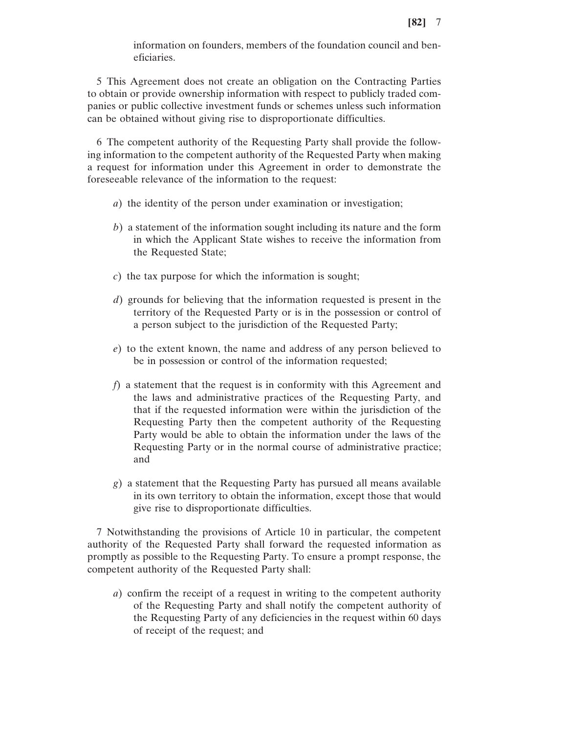information on founders, members of the foundation council and beneficiaries.

5 This Agreement does not create an obligation on the Contracting Parties to obtain or provide ownership information with respect to publicly traded companies or public collective investment funds or schemes unless such information can be obtained without giving rise to disproportionate difficulties.

6 The competent authority of the Requesting Party shall provide the following information to the competent authority of the Requested Party when making a request for information under this Agreement in order to demonstrate the foreseeable relevance of the information to the request:

*a*) the identity of the person under examination or investigation;

*b*) a statement of the information sought including its nature and the form in which the Applicant State wishes to receive the information from the Requested State;

*c*) the tax purpose for which the information is sought;

*d*) grounds for believing that the information requested is present in the territory of the Requested Party or is in the possession or control of a person subject to the jurisdiction of the Requested Party;

*e*) to the extent known, the name and address of any person believed to be in possession or control of the information requested;

*f*) a statement that the request is in conformity with this Agreement and the laws and administrative practices of the Requesting Party, and that if the requested information were within the jurisdiction of the Requesting Party then the competent authority of the Requesting Party would be able to obtain the information under the laws of the Requesting Party or in the normal course of administrative practice; and

*g*) a statement that the Requesting Party has pursued all means available in its own territory to obtain the information, except those that would give rise to disproportionate difficulties.

7 Notwithstanding the provisions of Article 10 in particular, the competent authority of the Requested Party shall forward the requested information as promptly as possible to the Requesting Party. To ensure a prompt response, the competent authority of the Requested Party shall:

*a*) confirm the receipt of a request in writing to the competent authority of the Requesting Party and shall notify the competent authority of the Requesting Party of any deficiencies in the request within 60 days of receipt of the request; and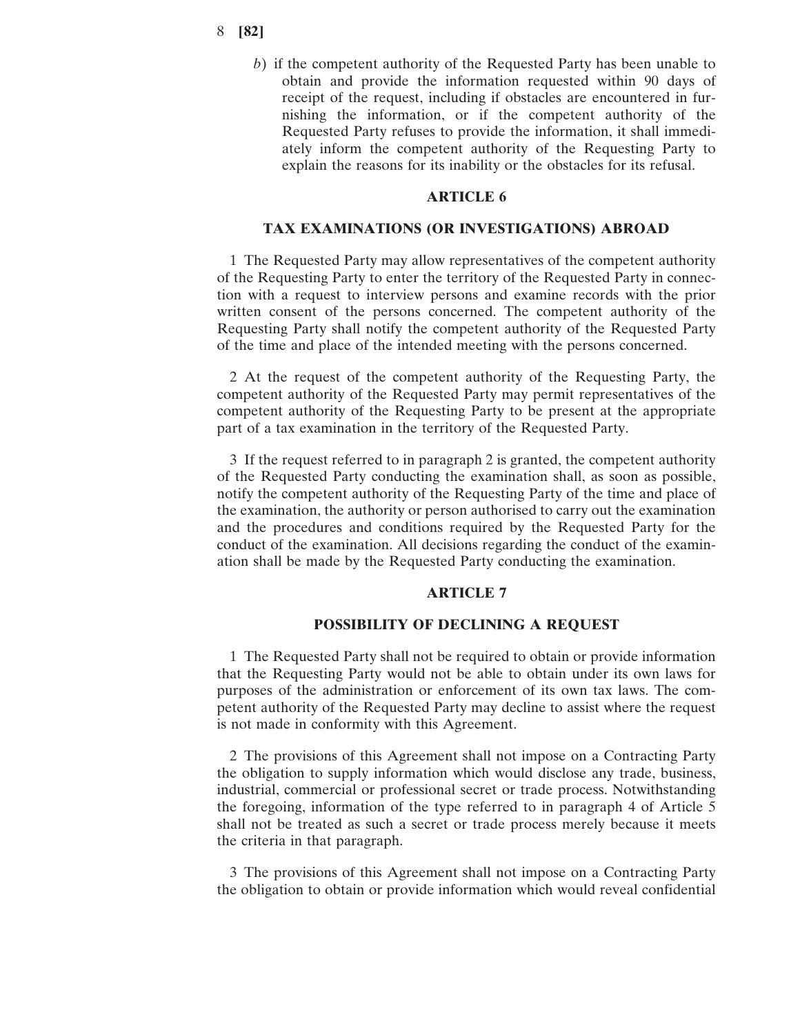*b*) if the competent authority of the Requested Party has been unable to obtain and provide the information requested within 90 days of receipt of the request, including if obstacles are encountered in furnishing the information, or if the competent authority of the Requested Party refuses to provide the information, it shall immediately inform the competent authority of the Requesting Party to explain the reasons for its inability or the obstacles for its refusal.

## ARTICLE 6

## TAX EXAMINATIONS (OR INVESTIGATIONS) ABROAD

1 The Requested Party may allow representatives of the competent authority of the Requesting Party to enter the territory of the Requested Party in connection with a request to interview persons and examine records with the prior written consent of the persons concerned. The competent authority of the Requesting Party shall notify the competent authority of the Requested Party of the time and place of the intended meeting with the persons concerned.

2 At the request of the competent authority of the Requesting Party, the competent authority of the Requested Party may permit representatives of the competent authority of the Requesting Party to be present at the appropriate part of a tax examination in the territory of the Requested Party.

3 If the request referred to in paragraph 2 is granted, the competent authority of the Requested Party conducting the examination shall, as soon as possible, notify the competent authority of the Requesting Party of the time and place of the examination, the authority or person authorised to carry out the examination and the procedures and conditions required by the Requested Party for the conduct of the examination. All decisions regarding the conduct of the examination shall be made by the Requested Party conducting the examination.

## ARTICLE 7

## POSSIBILITY OF DECLINING A REQUEST

1 The Requested Party shall not be required to obtain or provide information that the Requesting Party would not be able to obtain under its own laws for purposes of the administration or enforcement of its own tax laws. The competent authority of the Requested Party may decline to assist where the request is not made in conformity with this Agreement.

2 The provisions of this Agreement shall not impose on a Contracting Party the obligation to supply information which would disclose any trade, business, industrial, commercial or professional secret or trade process. Notwithstanding the foregoing, information of the type referred to in paragraph 4 of Article 5 shall not be treated as such a secret or trade process merely because it meets the criteria in that paragraph.

3 The provisions of this Agreement shall not impose on a Contracting Party the obligation to obtain or provide information which would reveal confidential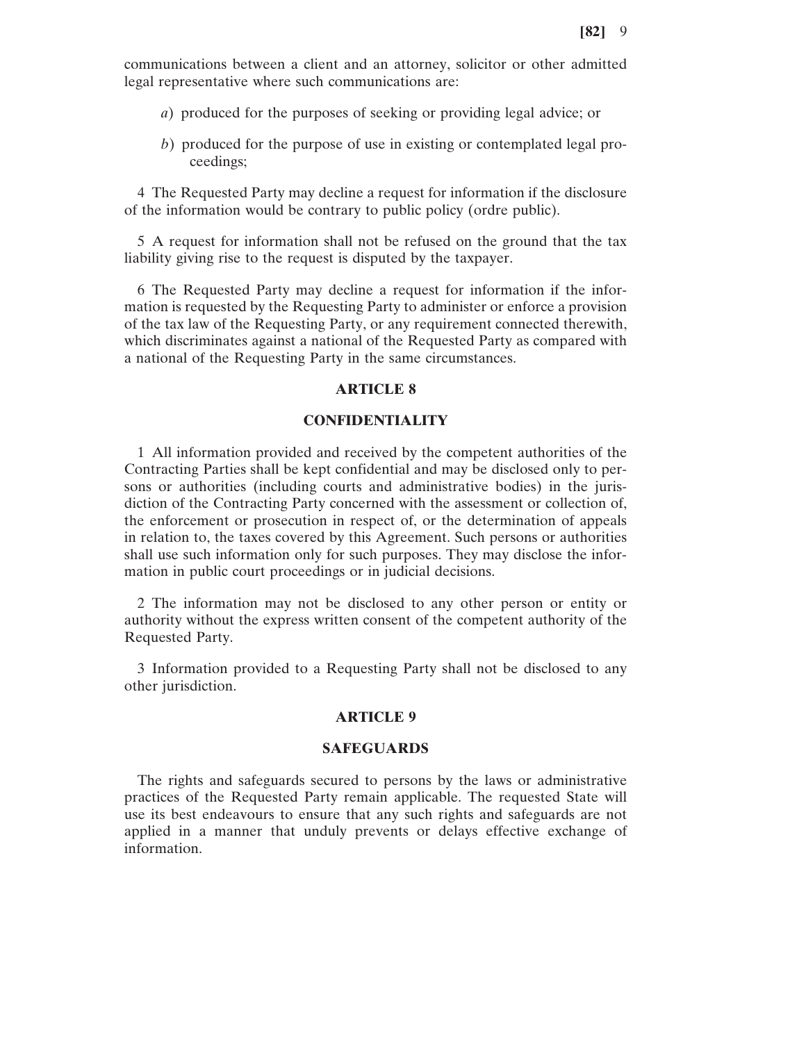communications between a client and an attorney, solicitor or other admitted legal representative where such communications are:

*a*) produced for the purposes of seeking or providing legal advice; or

*b*) produced for the purpose of use in existing or contemplated legal proceedings;

4 The Requested Party may decline a request for information if the disclosure of the information would be contrary to public policy (ordre public).

5 A request for information shall not be refused on the ground that the tax liability giving rise to the request is disputed by the taxpayer.

6 The Requested Party may decline a request for information if the information is requested by the Requesting Party to administer or enforce a provision of the tax law of the Requesting Party, or any requirement connected therewith, which discriminates against a national of the Requested Party as compared with a national of the Requesting Party in the same circumstances.

## ARTICLE 8

## CONFIDENTIALITY

1 All information provided and received by the competent authorities of the Contracting Parties shall be kept confidential and may be disclosed only to persons or authorities (including courts and administrative bodies) in the jurisdiction of the Contracting Party concerned with the assessment or collection of, the enforcement or prosecution in respect of, or the determination of appeals in relation to, the taxes covered by this Agreement. Such persons or authorities shall use such information only for such purposes. They may disclose the information in public court proceedings or in judicial decisions.

2 The information may not be disclosed to any other person or entity or authority without the express written consent of the competent authority of the Requested Party.

3 Information provided to a Requesting Party shall not be disclosed to any other jurisdiction.

## ARTICLE 9

## SAFEGUARDS

The rights and safeguards secured to persons by the laws or administrative practices of the Requested Party remain applicable. The requested State will use its best endeavours to ensure that any such rights and safeguards are not applied in a manner that unduly prevents or delays effective exchange of information.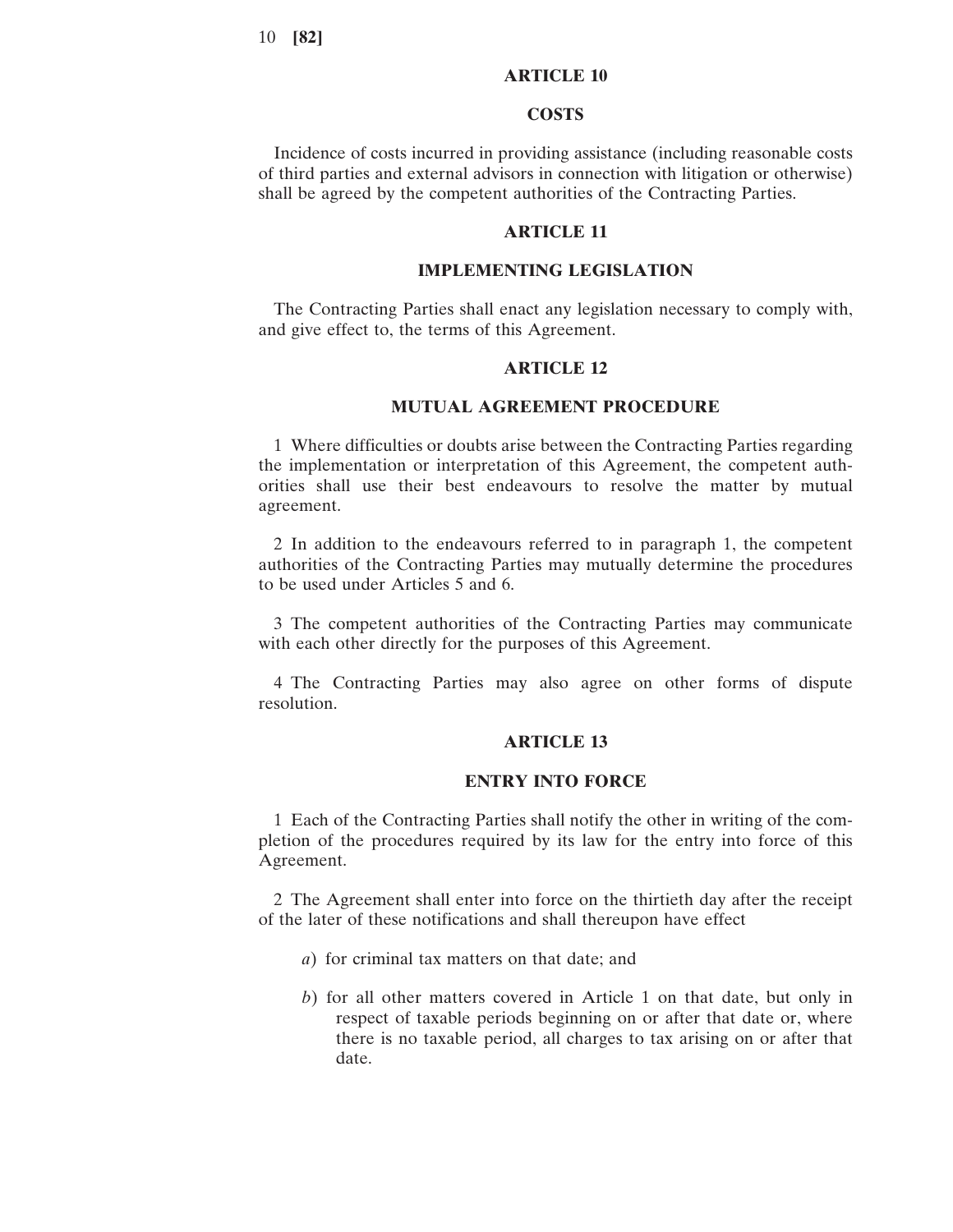## ARTICLE 10

## COSTS

Incidence of costs incurred in providing assistance (including reasonable costs of third parties and external advisors in connection with litigation or otherwise) shall be agreed by the competent authorities of the Contracting Parties.

## ARTICLE 11

## IMPLEMENTING LEGISLATION

The Contracting Parties shall enact any legislation necessary to comply with, and give effect to, the terms of this Agreement.

## ARTICLE 12

## MUTUAL AGREEMENT PROCEDURE

1 Where difficulties or doubts arise between the Contracting Parties regarding the implementation or interpretation of this Agreement, the competent authorities shall use their best endeavours to resolve the matter by mutual agreement.

2 In addition to the endeavours referred to in paragraph 1, the competent authorities of the Contracting Parties may mutually determine the procedures to be used under Articles 5 and 6.

3 The competent authorities of the Contracting Parties may communicate with each other directly for the purposes of this Agreement.

4 The Contracting Parties may also agree on other forms of dispute resolution.

## ARTICLE 13

## ENTRY INTO FORCE

1 Each of the Contracting Parties shall notify the other in writing of the completion of the procedures required by its law for the entry into force of this Agreement.

2 The Agreement shall enter into force on the thirtieth day after the receipt of the later of these notifications and shall thereupon have effect

*a*) for criminal tax matters on that date; and

*b*) for all other matters covered in Article 1 on that date, but only in respect of taxable periods beginning on or after that date or, where there is no taxable period, all charges to tax arising on or after that date.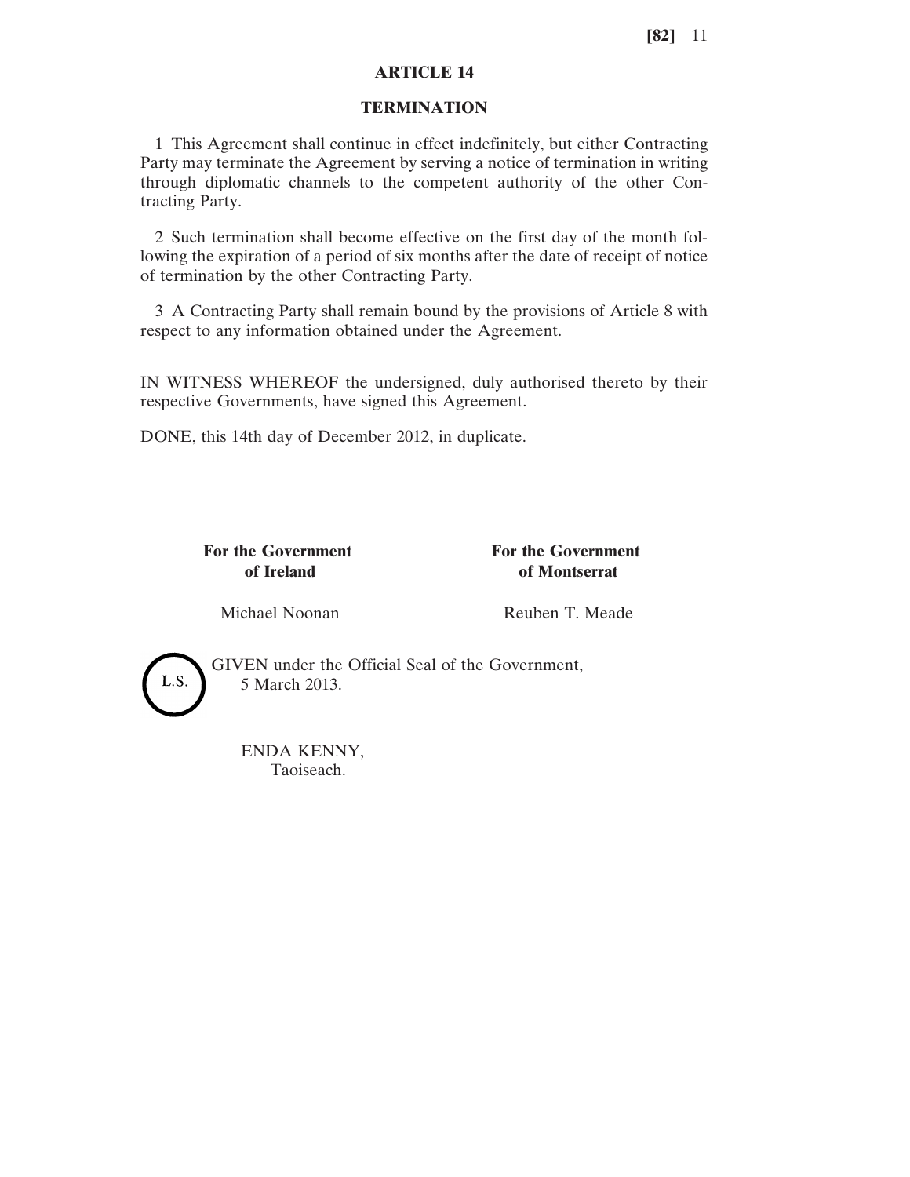## ARTICLE 14

## TERMINATION

1 This Agreement shall continue in effect indefinitely, but either Contracting Party may terminate the Agreement by serving a notice of termination in writing through diplomatic channels to the competent authority of the other Contracting Party.

2 Such termination shall become effective on the first day of the month following the expiration of a period of six months after the date of receipt of notice of termination by the other Contracting Party.

3 A Contracting Party shall remain bound by the provisions of Article 8 with respect to any information obtained under the Agreement.

IN WITNESS WHEREOF the undersigned, duly authorised thereto by their respective Governments, have signed this Agreement.

DONE, this 14th day of December 2012, in duplicate.

| **For the Government of Ireland** | **For the Government of Montserrat** |
|---|---|
| Michael Noonan | Reuben T. Meade |

L.S.

GIVEN under the Official Seal of the Government,
5 March 2013.

ENDA KENNY,
Taoiseach.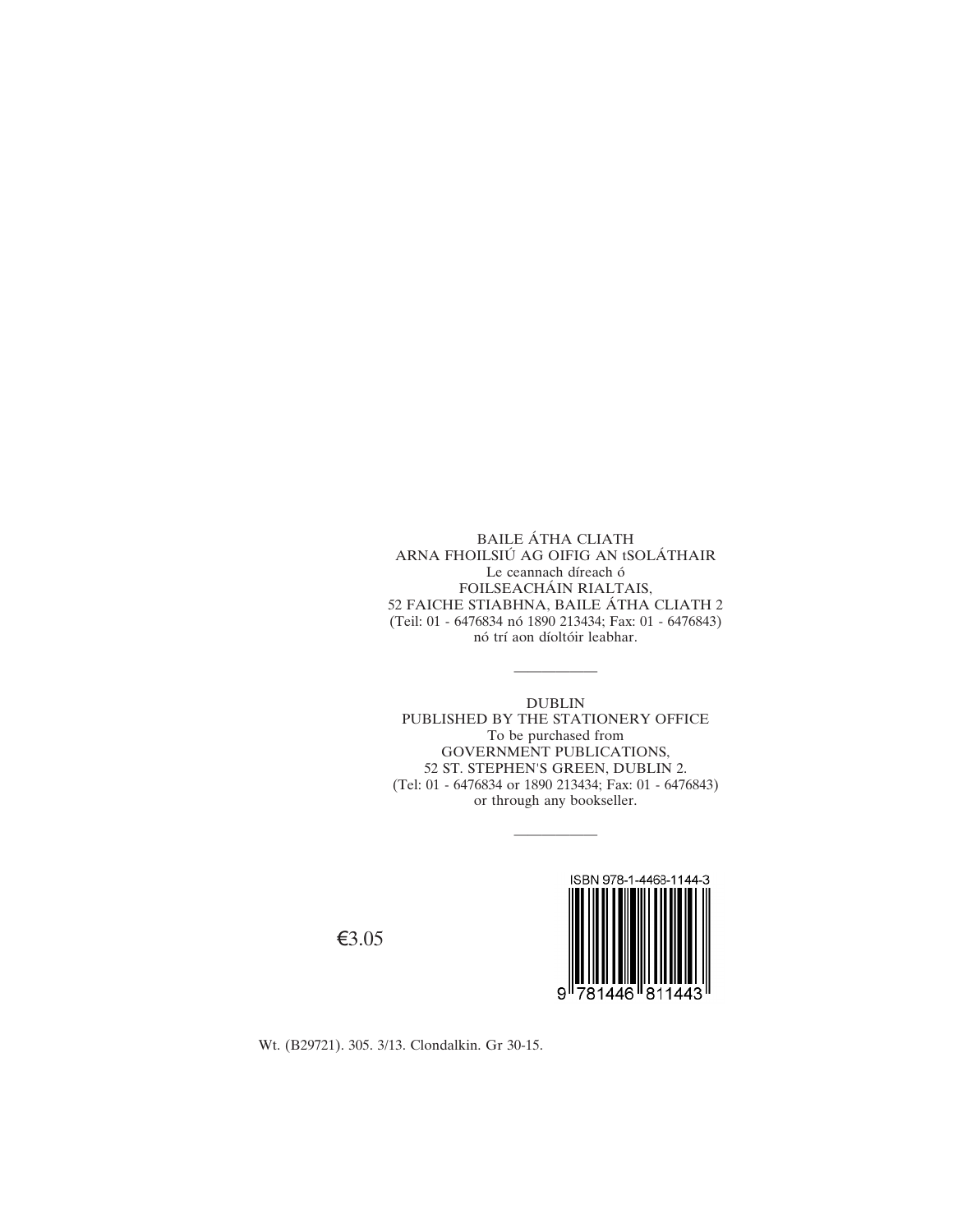BAILE ÁTHA CLIATH
ARNA FHOILSIÚ AG OIFIG AN tSOLÁTHAIR
Le ceannach díreach ó
FOILSEACHÁIN RIALTAIS,
52 FAICHE STIABHNA, BAILE ÁTHA CLIATH 2
(Teil: 01 - 6476834 nó 1890 213434; Fax: 01 - 6476843)
nó trí aon díoltóir leabhar.

---

DUBLIN
PUBLISHED BY THE STATIONERY OFFICE
To be purchased from
GOVERNMENT PUBLICATIONS,
52 ST. STEPHEN'S GREEN, DUBLIN 2.
(Tel: 01 - 6476834 or 1890 213434; Fax: 01 - 6476843)
or through any bookseller.

---

ISBN 978-1-4468-1144-3

9 781446 811443

€3.05

Wt. (B29721). 305. 3/13. Clondalkin. Gr 30-15.